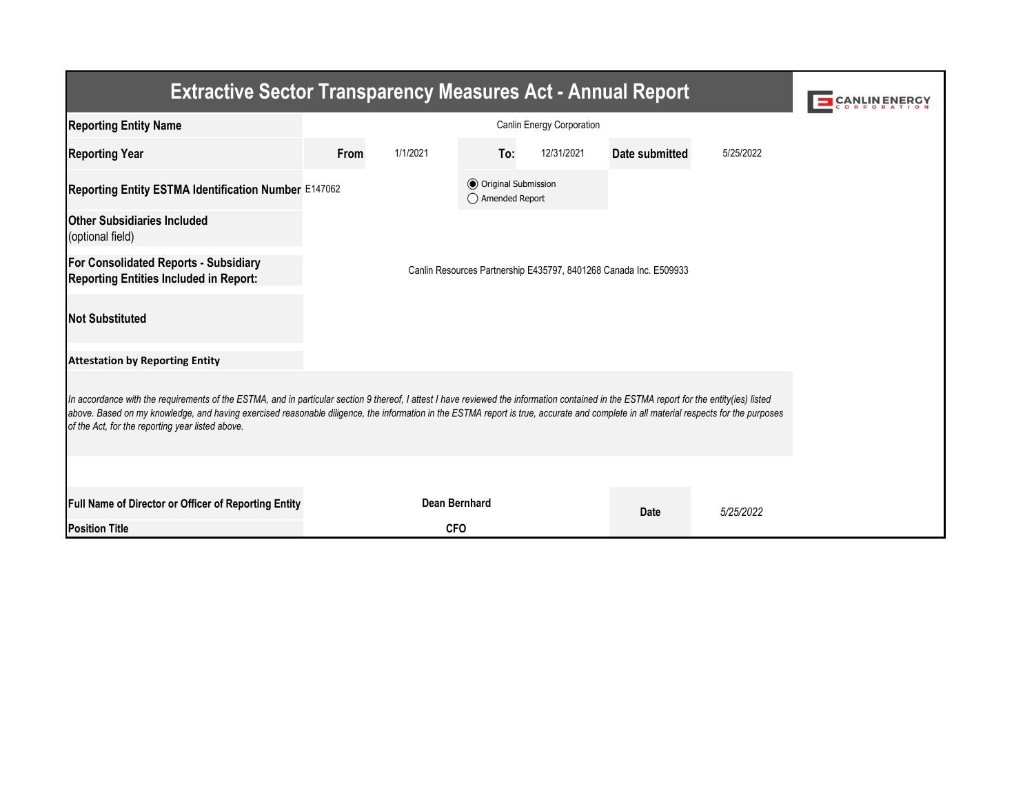# Extractive Sector Transparency Measures Act - Annual Report

| | | | | | | |
|---|---|---|---|---|---|---|
| **Reporting Entity Name** | Canlin Energy Corporation | | | | | |
| **Reporting Year** | **From** | 1/1/2021 | **To:** | 12/31/2021 | **Date submitted** | 5/25/2022 |
| **Reporting Entity ESTMA Identification Number** | E147062 | | ◉ Original Submission ◯ Amended Report | | | |
| **Other Subsidiaries Included** (optional field) | | | | | | |
| **For Consolidated Reports - Subsidiary Reporting Entities Included in Report:** | Canlin Resources Partnership E435797, 8401268 Canada Inc. E509933 | | | | | |
| **Not Substituted** | | | | | | |

**Attestation by Reporting Entity**

*In accordance with the requirements of the ESTMA, and in particular section 9 thereof, I attest I have reviewed the information contained in the ESTMA report for the entity(ies) listed above. Based on my knowledge, and having exercised reasonable diligence, the information in the ESTMA report is true, accurate and complete in all material respects for the purposes of the Act, for the reporting year listed above.*

| | | | |
|---|---|---|---|
| **Full Name of Director or Officer of Reporting Entity** | **Dean Bernhard** | **Date** | *5/25/2022* |
| **Position Title** | **CFO** | | |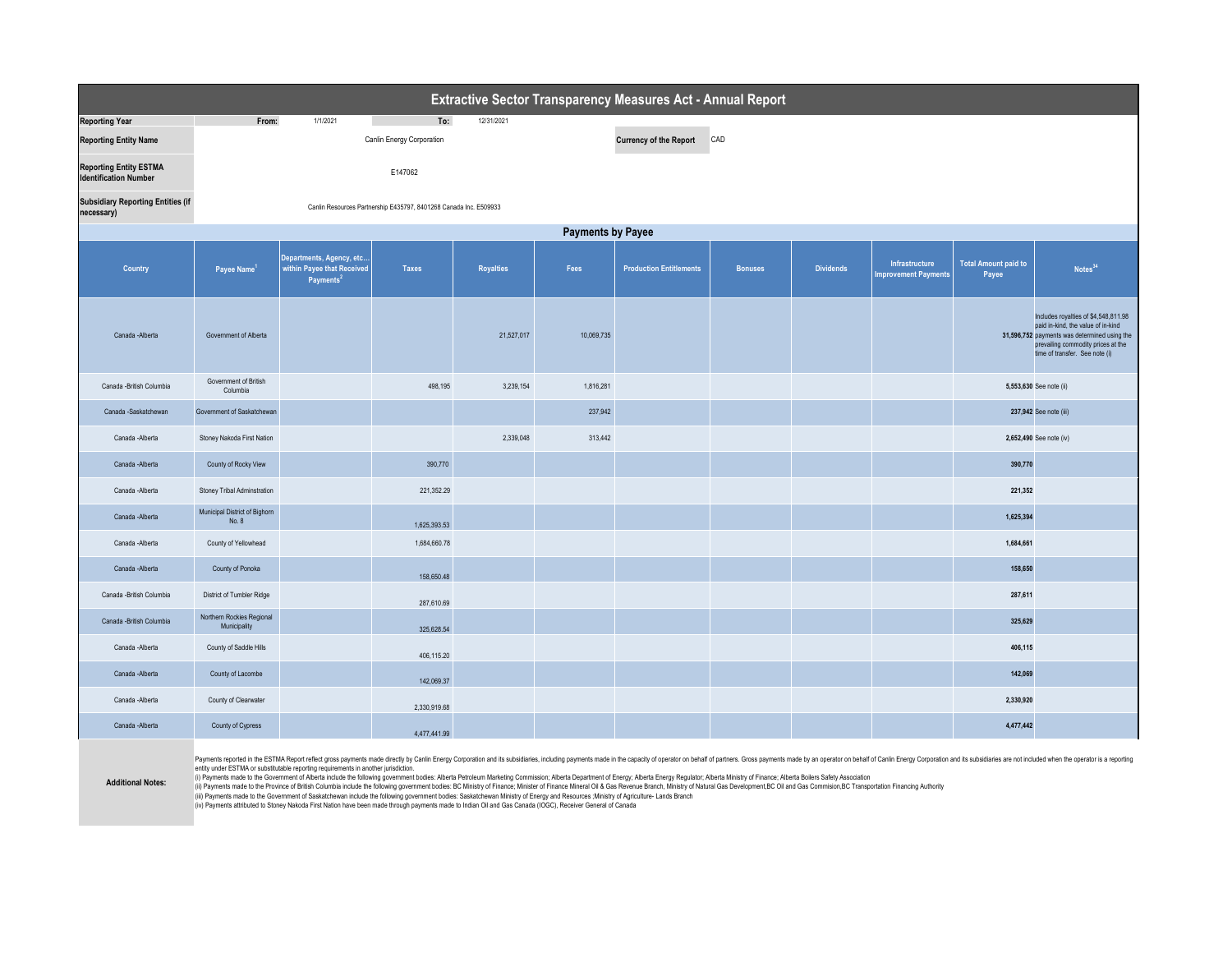# Extractive Sector Transparency Measures Act - Annual Report

| | | | | |
|---|---|---|---|---|
| **Reporting Year** | From: | 1/1/2021 | To: | 12/31/2021 |
| **Reporting Entity Name** | Canlin Energy Corporation | | **Currency of the Report** | CAD |
| **Reporting Entity ESTMA Identification Number** | E147062 | | | |
| **Subsidiary Reporting Entities (if necessary)** | Canlin Resources Partnership E435797, 8401268 Canada Inc. E509933 | | | |

## Payments by Payee

| Country | Payee Name[1] | Departments, Agency, etc… within Payee that Received Payments[2] | Taxes | Royalties | Fees | Production Entitlements | Bonuses | Dividends | Infrastructure Improvement Payments | Total Amount paid to Payee | Notes[34] |
|---|---|---|---|---|---|---|---|---|---|---|---|
| Canada -Alberta | Government of Alberta | | | 21,527,017 | 10,069,735 | | | | | 31,596,752 | Includes royalties of $4,548,811.98 paid in-kind, the value of in-kind payments was determined using the prevailing commodity prices at the time of transfer. See note (i) |
| Canada -British Columbia | Government of British Columbia | | 498,195 | 3,239,154 | 1,816,281 | | | | | 5,553,630 | See note (ii) |
| Canada -Saskatchewan | Government of Saskatchewan | | | | 237,942 | | | | | 237,942 | See note (iii) |
| Canada -Alberta | Stoney Nakoda First Nation | | | 2,339,048 | 313,442 | | | | | 2,652,490 | See note (iv) |
| Canada -Alberta | County of Rocky View | | 390,770 | | | | | | | 390,770 | |
| Canada -Alberta | Stoney Tribal Adminstration | | 221,352.29 | | | | | | | 221,352 | |
| Canada -Alberta | Municipal District of Bighorn No. 8 | | 1,625,393.53 | | | | | | | 1,625,394 | |
| Canada -Alberta | County of Yellowhead | | 1,684,660.78 | | | | | | | 1,684,661 | |
| Canada -Alberta | County of Ponoka | | 158,650.48 | | | | | | | 158,650 | |
| Canada -British Columbia | District of Tumbler Ridge | | 287,610.69 | | | | | | | 287,611 | |
| Canada -British Columbia | Northern Rockies Regional Municipality | | 325,628.54 | | | | | | | 325,629 | |
| Canada -Alberta | County of Saddle Hills | | 406,115.20 | | | | | | | 406,115 | |
| Canada -Alberta | County of Lacombe | | 142,069.37 | | | | | | | 142,069 | |
| Canada -Alberta | County of Clearwater | | 2,330,919.68 | | | | | | | 2,330,920 | |
| Canada -Alberta | County of Cypress | | 4,477,441.99 | | | | | | | 4,477,442 | |

**Additional Notes:**

Payments reported in the ESTMA Report reflect gross payments made directly by Canlin Energy Corporation and its subsidiaries, including payments made in the capacity of operator on behalf of partners. Gross payments made by an operator on behalf of Canlin Energy Corporation and its subsidiaries are not included when the operator is a reporting entity under ESTMA or substitutable reporting requirements in another jurisdiction.

(i) Payments made to the Government of Alberta include the following government bodies: Alberta Petroleum Marketing Commission; Alberta Department of Energy; Alberta Energy Regulator; Alberta Ministry of Finance; Alberta Boilers Safety Association

(ii) Payments made to the Province of British Columbia include the following government bodies: BC Ministry of Finance; Minister of Finance Mineral Oil & Gas Revenue Branch, Ministry of Natural Gas Development,BC Oil and Gas Commision,BC Transportation Financing Authority

(iii) Payments made to the Government of Saskatchewan include the following government bodies: Saskatchewan Ministry of Energy and Resources ;Ministry of Agriculture- Lands Branch

(iv) Payments attributed to Stoney Nakoda First Nation have been made through payments made to Indian Oil and Gas Canada (IOGC), Receiver General of Canada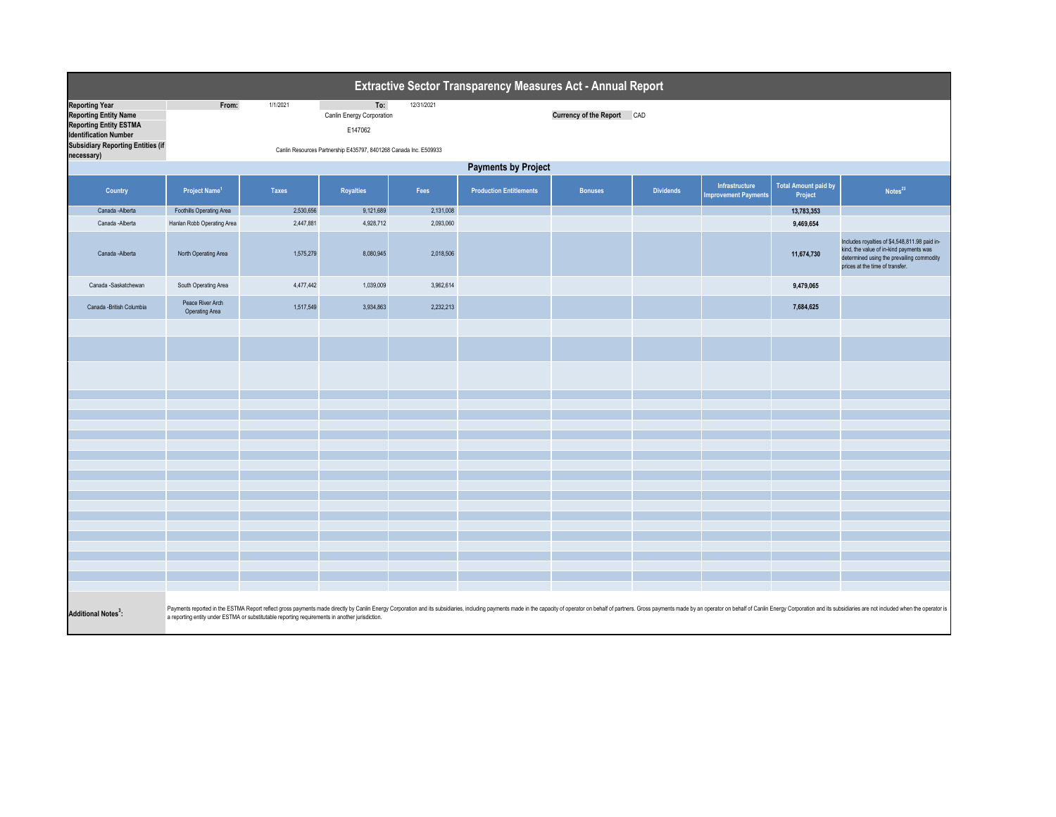# Extractive Sector Transparency Measures Act - Annual Report

| | | | | |
|---|---|---|---|---|
| **Reporting Year** | From: | 1/1/2021 | To: | 12/31/2021 |
| **Reporting Entity Name** | Canlin Energy Corporation | | **Currency of the Report** | CAD |
| **Reporting Entity ESTMA Identification Number** | E147062 | | | |
| **Subsidiary Reporting Entities (if necessary)** | Canlin Resources Partnership E435797, 8401268 Canada Inc. E509933 | | | |

## Payments by Project

| Country | Project Name[1] | Taxes | Royalties | Fees | Production Entitlements | Bonuses | Dividends | Infrastructure Improvement Payments | Total Amount paid by Project | Notes[23] |
|---|---|---|---|---|---|---|---|---|---|---|
| Canada -Alberta | Foothills Operating Area | 2,530,656 | 9,121,689 | 2,131,008 | | | | | **13,783,353** | |
| Canada -Alberta | Hanlan Robb Operating Area | 2,447,881 | 4,928,712 | 2,093,060 | | | | | **9,469,654** | |
| Canada -Alberta | North Operating Area | 1,575,279 | 8,080,945 | 2,018,506 | | | | | **11,674,730** | Includes royalties of $4,548,811.98 paid in-kind, the value of in-kind payments was determined using the prevailing commodity prices at the time of transfer. |
| Canada -Saskatchewan | South Operating Area | 4,477,442 | 1,039,009 | 3,962,614 | | | | | **9,479,065** | |
| Canada -British Columbia | Peace River Arch Operating Area | 1,517,549 | 3,934,863 | 2,232,213 | | | | | **7,684,625** | |

**Additional Notes[3]:** Payments reported in the ESTMA Report reflect gross payments made directly by Canlin Energy Corporation and its subsidiaries, including payments made in the capacity of operator on behalf of partners. Gross payments made by an operator on behalf of Canlin Energy Corporation and its subsidiaries are not included when the operator is a reporting entity under ESTMA or substitutable reporting requirements in another jurisdiction.